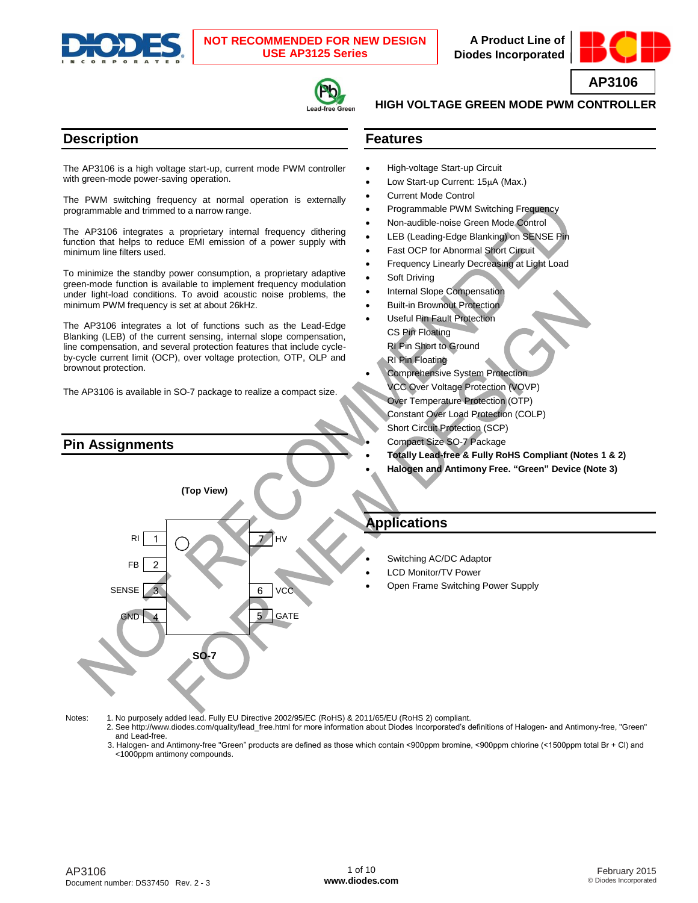NOT RECOMMENDED FOR NEW DESIGN
USE AP3125 Series

A Product Line of
Diodes Incorporated

# AP3106

## HIGH VOLTAGE GREEN MODE PWM CONTROLLER

## Description

The AP3106 is a high voltage start-up, current mode PWM controller with green-mode power-saving operation.

The PWM switching frequency at normal operation is externally programmable and trimmed to a narrow range.

The AP3106 integrates a proprietary internal frequency dithering function that helps to reduce EMI emission of a power supply with minimum line filters used.

To minimize the standby power consumption, a proprietary adaptive green-mode function is available to implement frequency modulation under light-load conditions. To avoid acoustic noise problems, the minimum PWM frequency is set at about 26kHz.

The AP3106 integrates a lot of functions such as the Lead-Edge Blanking (LEB) of the current sensing, internal slope compensation, line compensation, and several protection features that include cycle-by-cycle current limit (OCP), over voltage protection, OTP, OLP and brownout protection.

The AP3106 is available in SO-7 package to realize a compact size.

## Features

- High-voltage Start-up Circuit
- Low Start-up Current: 15µA (Max.)
- Current Mode Control
- Programmable PWM Switching Frequency
- Non-audible-noise Green Mode Control
- LEB (Leading-Edge Blanking) on SENSE Pin
- Fast OCP for Abnormal Short Circuit
- Frequency Linearly Decreasing at Light Load
- Soft Driving
- Internal Slope Compensation
- Built-in Brownout Protection
- Useful Pin Fault Protection
  - CS Pin Floating
  - RI Pin Short to Ground
  - RI Pin Floating
- Comprehensive System Protection
  - VCC Over Voltage Protection (VOVP)
  - Over Temperature Protection (OTP)
  - Constant Over Load Protection (COLP)
  - Short Circuit Protection (SCP)
- Compact Size SO-7 Package
- **Totally Lead-free & Fully RoHS Compliant (Notes 1 & 2)**
- **Halogen and Antimony Free. "Green" Device (Note 3)**

## Pin Assignments

(Top View)

RI 1
FB 2
SENSE 3
GND 4
5 GATE
6 VCC
7 HV

SO-7

## Applications

- Switching AC/DC Adaptor
- LCD Monitor/TV Power
- Open Frame Switching Power Supply

Notes:
1. No purposely added lead. Fully EU Directive 2002/95/EC (RoHS) & 2011/65/EU (RoHS 2) compliant.
2. See http://www.diodes.com/quality/lead_free.html for more information about Diodes Incorporated's definitions of Halogen- and Antimony-free, "Green" and Lead-free.
3. Halogen- and Antimony-free "Green" products are defined as those which contain <900ppm bromine, <900ppm chlorine (<1500ppm total Br + Cl) and <1000ppm antimony compounds.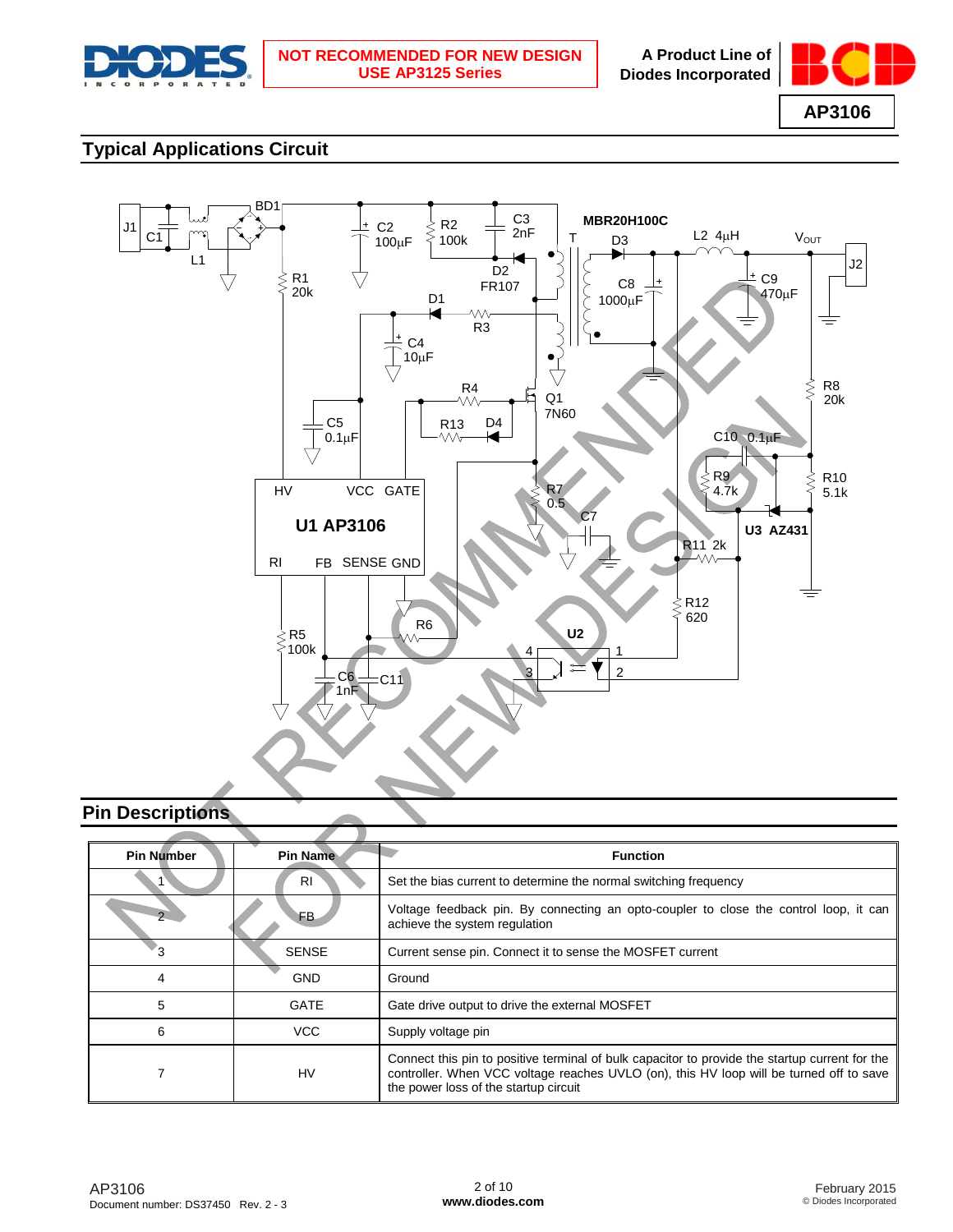## Typical Applications Circuit

J1
C1
L1
BD1
R1
20k
C2
100μF
R2
100k
C3
2nF
D2
FR107
T
MBR20H100C
D3
C8
1000μF
L2 4μH
$V_{OUT}$
C9
470μF
J2
D1
R3
C4
10μF
C5
0.1μF
R4
Q1
7N60
R13
D4
R7
0.5
C7
R8
20k
C10 0.1μF
R9
4.7k
R10
5.1k
U3 AZ431
R11 2k
R12
620
HV
VCC
GATE
U1 AP3106
RI
FB
SENSE
GND
R5
100k
C6
1nF
C11
R6
U2
4
3
1
2

## Pin Descriptions

| Pin Number | Pin Name | Function |
|---|---|---|
| 1 | RI | Set the bias current to determine the normal switching frequency |
| 2 | FB | Voltage feedback pin. By connecting an opto-coupler to close the control loop, it can achieve the system regulation |
| 3 | SENSE | Current sense pin. Connect it to sense the MOSFET current |
| 4 | GND | Ground |
| 5 | GATE | Gate drive output to drive the external MOSFET |
| 6 | VCC | Supply voltage pin |
| 7 | HV | Connect this pin to positive terminal of bulk capacitor to provide the startup current for the controller. When VCC voltage reaches UVLO (on), this HV loop will be turned off to save the power loss of the startup circuit |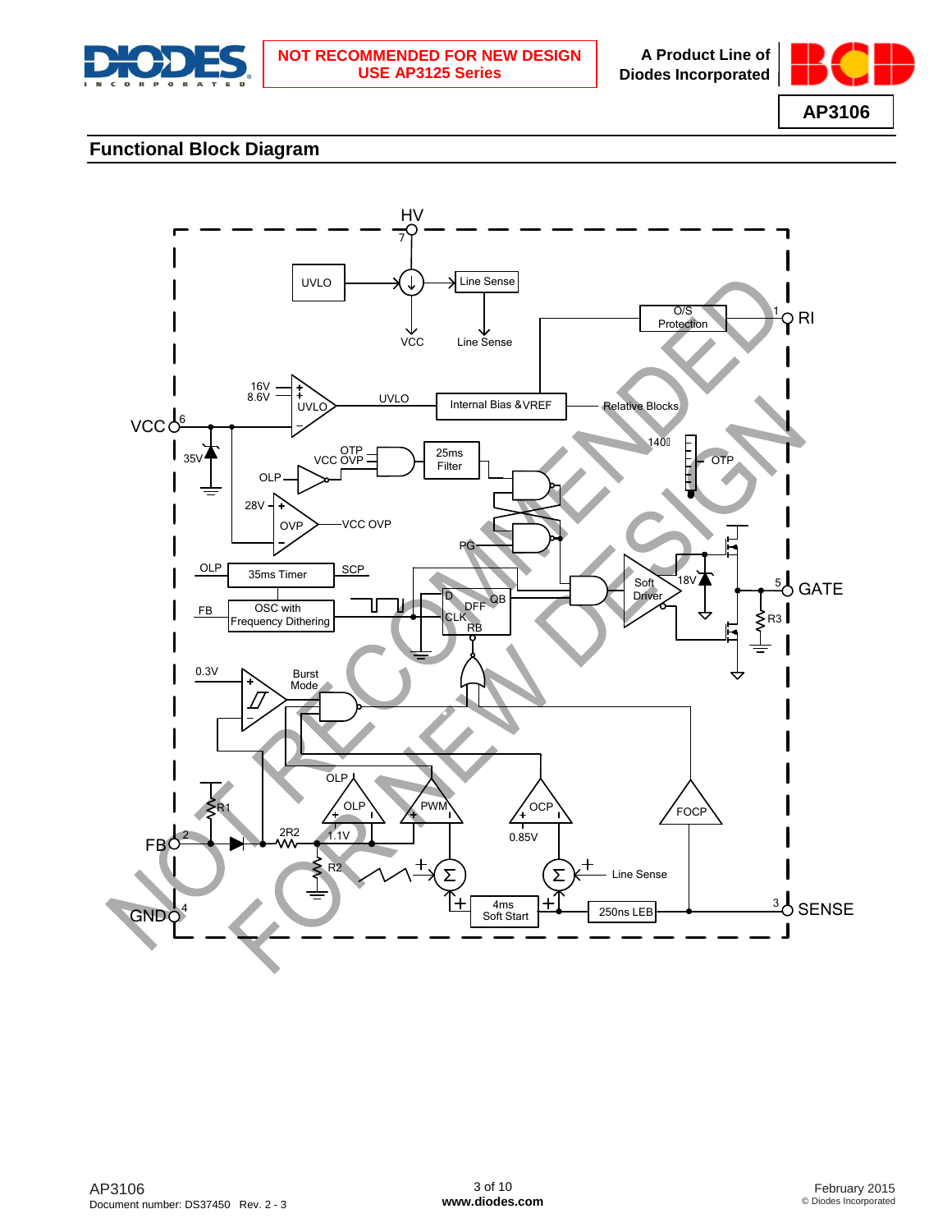NOT RECOMMENDED FOR NEW DESIGN
USE AP3125 Series

A Product Line of
Diodes Incorporated

AP3106

## Functional Block Diagram

HV
7
UVLO
Line Sense
VCC
Line Sense
O/S
Protection
1
RI
16V
8.6V
UVLO
UVLO
Internal Bias & VREF
Relative Blocks
VCC
6
35V
140
OTP
VCC OVP
OTP
25ms
Filter
OLP
28V
OVP
VCC OVP
PG
OLP
35ms Timer
SCP
Soft
Driver
18V
5
GATE
FB
OSC with
Frequency Dithering
D
DFF
CLK
QB
RB
R3
0.3V
Burst
Mode
OLP
OLP
PWM
OCP
FOCP
R1
2R2
1.1V
0.85V
FB
2
R2
Σ
Σ
Line Sense
GND
4
4ms
Soft Start
250ns LEB
3
SENSE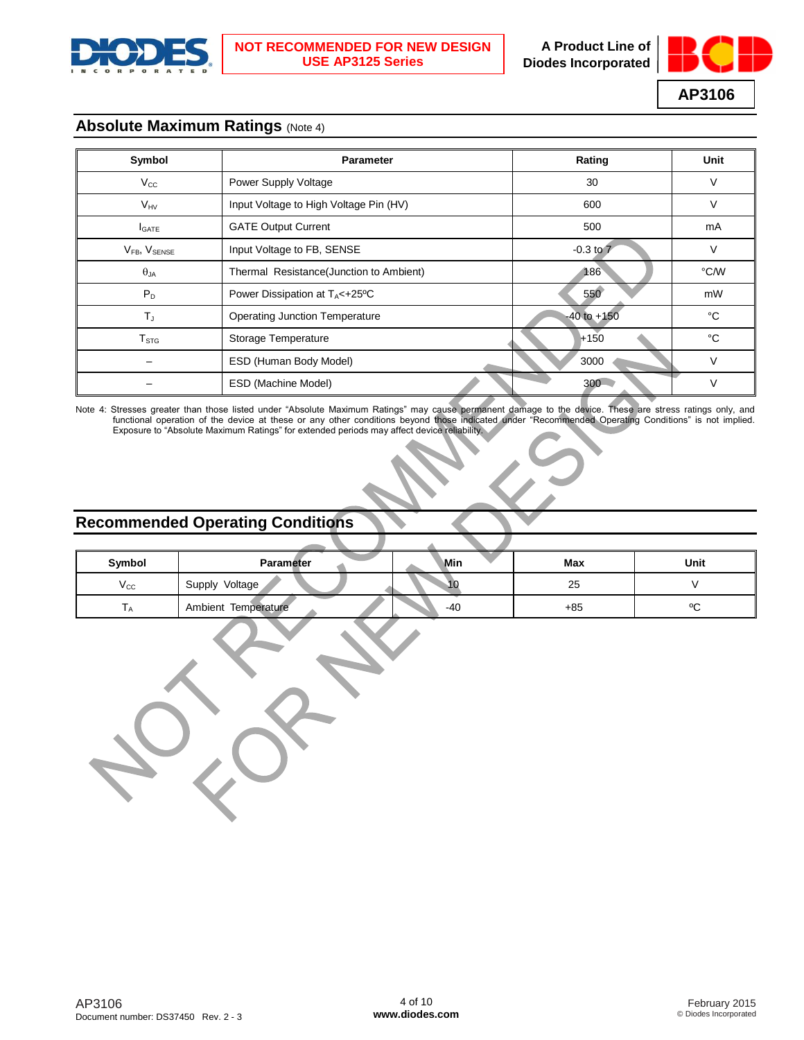## Absolute Maximum Ratings (Note 4)

| Symbol | Parameter | Rating | Unit |
|---|---|---|---|
| $V_{CC}$ | Power Supply Voltage | 30 | V |
| $V_{HV}$ | Input Voltage to High Voltage Pin (HV) | 600 | V |
| $I_{GATE}$ | GATE Output Current | 500 | mA |
| $V_{FB}$, $V_{SENSE}$ | Input Voltage to FB, SENSE | -0.3 to 7 | V |
| $\theta_{JA}$ | Thermal Resistance(Junction to Ambient) | 186 | °C/W |
| $P_D$ | Power Dissipation at $T_A$<+25ºC | 550 | mW |
| $T_J$ | Operating Junction Temperature | -40 to +150 | °C |
| $T_{STG}$ | Storage Temperature | +150 | °C |
| – | ESD (Human Body Model) | 3000 | V |
| – | ESD (Machine Model) | 300 | V |

Note 4: Stresses greater than those listed under "Absolute Maximum Ratings" may cause permanent damage to the device. These are stress ratings only, and functional operation of the device at these or any other conditions beyond those indicated under "Recommended Operating Conditions" is not implied. Exposure to "Absolute Maximum Ratings" for extended periods may affect device reliability.

## Recommended Operating Conditions

| Symbol | Parameter | Min | Max | Unit |
|---|---|---|---|---|
| $V_{CC}$ | Supply Voltage | 10 | 25 | V |
| $T_A$ | Ambient Temperature | -40 | +85 | ºC |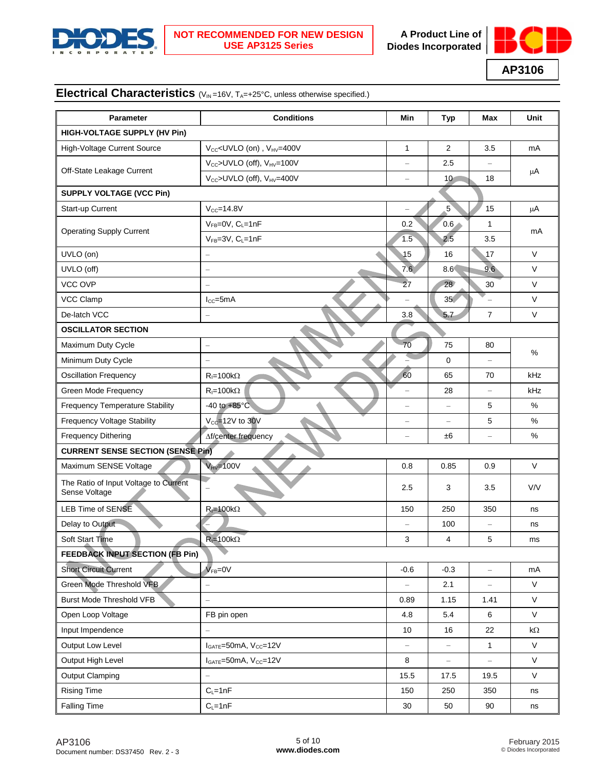## Electrical Characteristics ($V_{IN}$=16V, $T_A$=+25°C, unless otherwise specified.)

| Parameter | Conditions | Min | Typ | Max | Unit |
|---|---|---|---|---|---|
| **HIGH-VOLTAGE SUPPLY (HV Pin)** | | | | | |
| High-Voltage Current Source | $V_{CC}$<UVLO (on) , $V_{HV}$=400V | 1 | 2 | 3.5 | mA |
| Off-State Leakage Current | $V_{CC}$>UVLO (off), $V_{HV}$=100V | – | 2.5 | – | μA |
| | $V_{CC}$>UVLO (off), $V_{HV}$=400V | – | 10 | 18 | |
| **SUPPLY VOLTAGE (VCC Pin)** | | | | | |
| Start-up Current | $V_{CC}$=14.8V | – | 5 | 15 | μA |
| Operating Supply Current | $V_{FB}$=0V, $C_L$=1nF | 0.2 | 0.6 | 1 | mA |
| | $V_{FB}$=3V, $C_L$=1nF | 1.5 | 2.5 | 3.5 | |
| UVLO (on) | – | 15 | 16 | 17 | V |
| UVLO (off) | – | 7.6 | 8.6 | 9.6 | V |
| VCC OVP | – | 27 | 28 | 30 | V |
| VCC Clamp | $I_{CC}$=5mA | – | 35 | – | V |
| De-latch VCC | – | 3.8 | 5.7 | 7 | V |
| **OSCILLATOR SECTION** | | | | | |
| Maximum Duty Cycle | – | 70 | 75 | 80 | % |
| Minimum Duty Cycle | – | – | 0 | – | |
| Oscillation Frequency | $R_I$=100kΩ | 60 | 65 | 70 | kHz |
| Green Mode Frequency | $R_I$=100kΩ | – | 28 | – | kHz |
| Frequency Temperature Stability | -40 to +85°C | – | – | 5 | % |
| Frequency Voltage Stability | $V_{CC}$=12V to 30V | – | – | 5 | % |
| Frequency Dithering | Δf/center frequency | – | ±6 | – | % |
| **CURRENT SENSE SECTION (SENSE Pin)** | | | | | |
| Maximum SENSE Voltage | $V_{HV}$=100V | 0.8 | 0.85 | 0.9 | V |
| The Ratio of Input Voltage to Current Sense Voltage | – | 2.5 | 3 | 3.5 | V/V |
| LEB Time of SENSE | $R_I$=100kΩ | 150 | 250 | 350 | ns |
| Delay to Output | – | – | 100 | – | ns |
| Soft Start Time | $R_I$=100kΩ | 3 | 4 | 5 | ms |
| **FEEDBACK INPUT SECTION (FB Pin)** | | | | | |
| Short Circuit Current | $V_{FB}$=0V | -0.6 | -0.3 | – | mA |
| Green Mode Threshold VFB | – | – | 2.1 | – | V |
| Burst Mode Threshold VFB | – | 0.89 | 1.15 | 1.41 | V |
| Open Loop Voltage | FB pin open | 4.8 | 5.4 | 6 | V |
| Input Impendence | – | 10 | 16 | 22 | kΩ |
| Output Low Level | $I_{GATE}$=50mA, $V_{CC}$=12V | – | – | 1 | V |
| Output High Level | $I_{GATE}$=50mA, $V_{CC}$=12V | 8 | – | – | V |
| Output Clamping | – | 15.5 | 17.5 | 19.5 | V |
| Rising Time | $C_L$=1nF | 150 | 250 | 350 | ns |
| Falling Time | $C_L$=1nF | 30 | 50 | 90 | ns |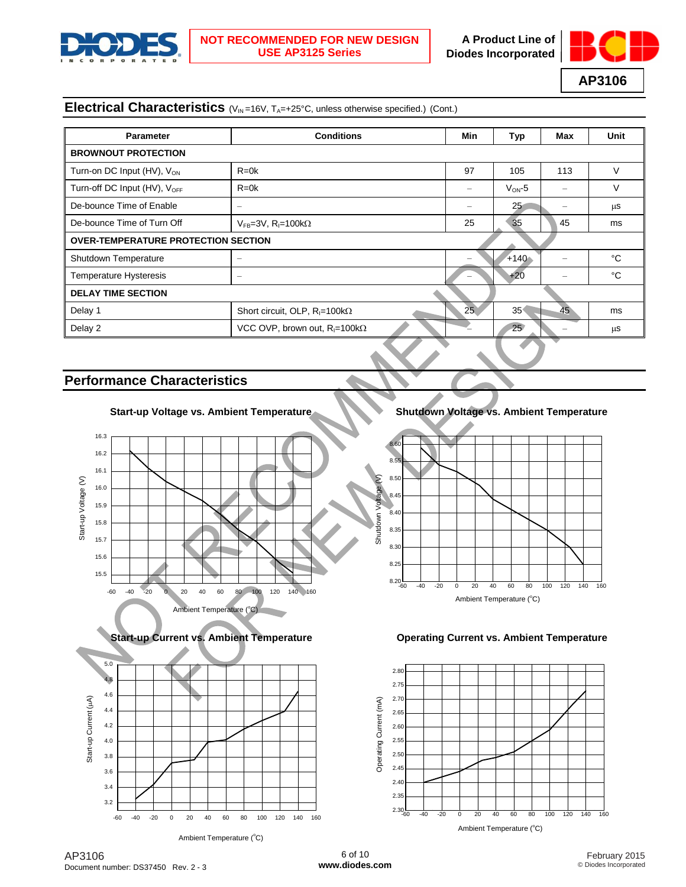## Electrical Characteristics ($V_{IN}$=16V, $T_A$=+25°C, unless otherwise specified.) (Cont.)

| Parameter | Conditions | Min | Typ | Max | Unit |
|---|---|---|---|---|---|
| **BROWNOUT PROTECTION** | | | | | |
| Turn-on DC Input (HV), $V_{ON}$ | R=0k | 97 | 105 | 113 | V |
| Turn-off DC Input (HV), $V_{OFF}$ | R=0k | – | $V_{ON}$-5 | – | V |
| De-bounce Time of Enable | – | – | 25 | – | µs |
| De-bounce Time of Turn Off | $V_{FB}$=3V, $R_I$=100kΩ | 25 | 35 | 45 | ms |
| **OVER-TEMPERATURE PROTECTION SECTION** | | | | | |
| Shutdown Temperature | – | – | +140 | – | °C |
| Temperature Hysteresis | – | – | +20 | – | °C |
| **DELAY TIME SECTION** | | | | | |
| Delay 1 | Short circuit, OLP, $R_I$=100kΩ | 25 | 35 | 45 | ms |
| Delay 2 | VCC OVP, brown out, $R_I$=100kΩ | – | 25 | – | µs |

## Performance Characteristics

**Start-up Voltage vs. Ambient Temperature**

Start-up Voltage (V)
16.3
16.2
16.1
16.0
15.9
15.8
15.7
15.6
15.5
-60 -40 -20 0 20 40 60 80 100 120 140 160
Ambient Temperature (°C)

**Shutdown Voltage vs. Ambient Temperature**

Shutdown Voltage (V)
8.60
8.55
8.50
8.45
8.40
8.35
8.30
8.25
8.20
-60 -40 -20 0 20 40 60 80 100 120 140 160
Ambient Temperature (°C)

**Start-up Current vs. Ambient Temperature**

Start-up Current (µA)
5.0
4.8
4.6
4.4
4.2
4.0
3.8
3.6
3.4
3.2
-60 -40 -20 0 20 40 60 80 100 120 140 160
Ambient Temperature (°C)

**Operating Current vs. Ambient Temperature**

Operating Current (mA)
2.80
2.75
2.70
2.65
2.60
2.55
2.50
2.45
2.40
2.35
2.30
-60 -40 -20 0 20 40 60 80 100 120 140 160
Ambient Temperature (°C)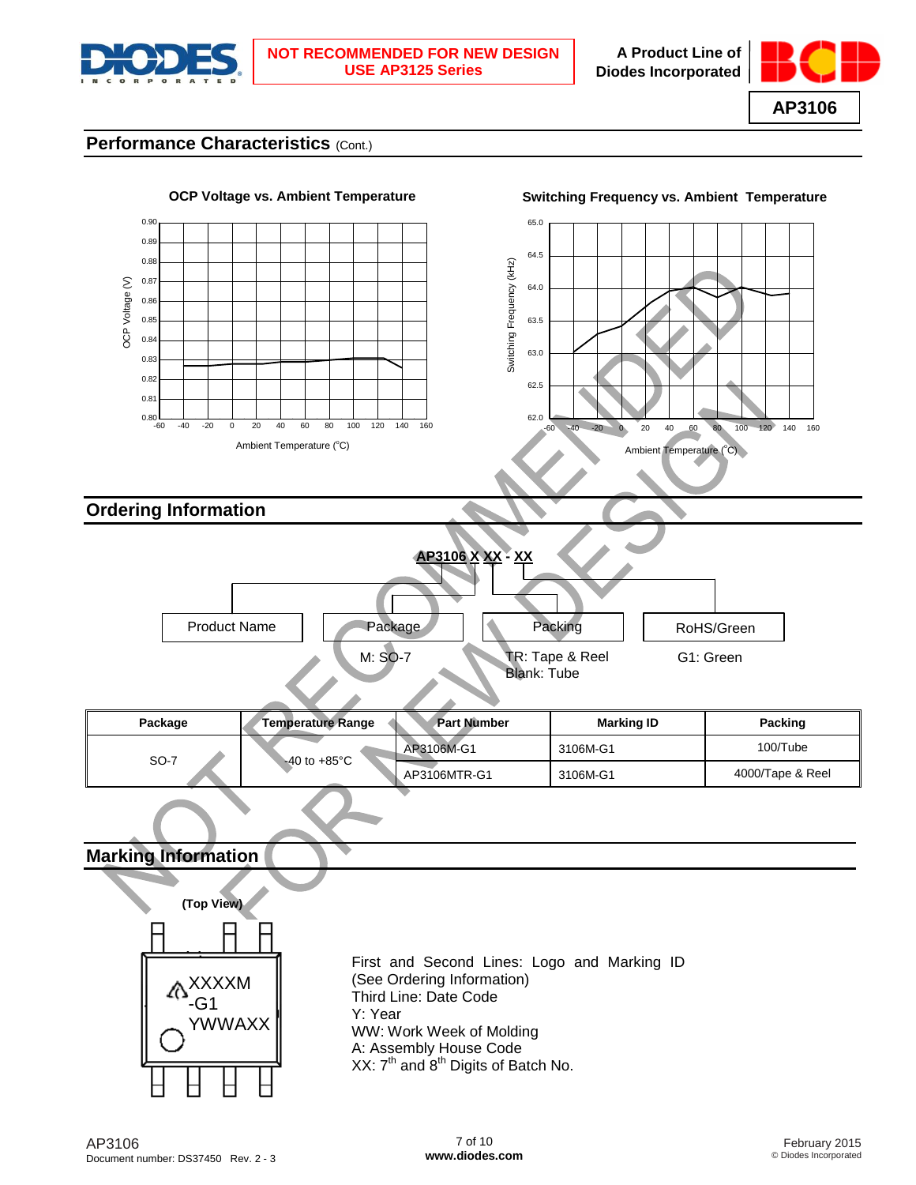## Performance Characteristics (Cont.)

**OCP Voltage vs. Ambient Temperature**

OCP Voltage (V)

0.90
0.89
0.88
0.87
0.86
0.85
0.84
0.83
0.82
0.81
0.80

-60 -40 -20 0 20 40 60 80 100 120 140 160

Ambient Temperature (°C)

**Switching Frequency vs. Ambient Temperature**

Switching Frequency (kHz)

65.0
64.5
64.0
63.5
63.0
62.5
62.0

-60 -40 -20 0 20 40 60 80 100 120 140 160

Ambient Temperature (°C)

## Ordering Information

**AP3106 X XX - XX**

- Product Name
- Package: M: SO-7
- Packing: TR: Tape & Reel; Blank: Tube
- RoHS/Green: G1: Green

| Package | Temperature Range | Part Number | Marking ID | Packing |
|---|---|---|---|---|
| SO-7 | -40 to +85°C | AP3106M-G1 | 3106M-G1 | 100/Tube |
| | | AP3106MTR-G1 | 3106M-G1 | 4000/Tape & Reel |

## Marking Information

**(Top View)**

XXXXM
-G1
YWWAXX

First and Second Lines: Logo and Marking ID (See Ordering Information)
Third Line: Date Code
Y: Year
WW: Work Week of Molding
A: Assembly House Code
XX: 7th and 8th Digits of Batch No.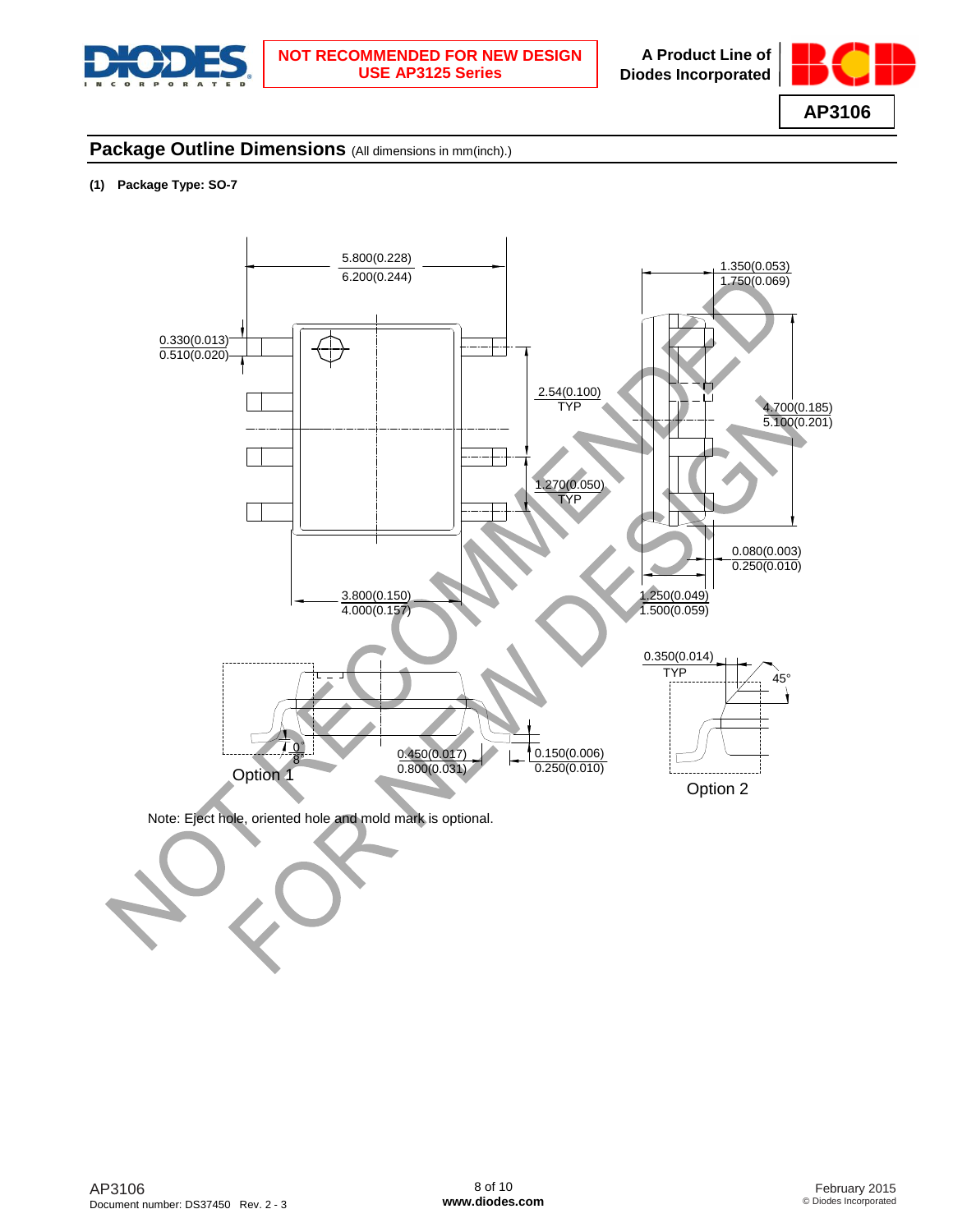NOT RECOMMENDED FOR NEW DESIGN
USE AP3125 Series

A Product Line of
Diodes Incorporated

AP3106

## Package Outline Dimensions (All dimensions in mm(inch).)

**(1) Package Type: SO-7**

5.800(0.228)
6.200(0.244)

1.350(0.053)
1.750(0.069)

0.330(0.013)
0.510(0.020)

2.54(0.100)
TYP

4.700(0.185)
5.100(0.201)

1.270(0.050)
TYP

0.080(0.003)
0.250(0.010)

3.800(0.150)
4.000(0.157)

1.250(0.049)
1.500(0.059)

0.350(0.014)
TYP

45°

0°
8°

0.450(0.017)
0.800(0.031)

0.150(0.006)
0.250(0.010)

Option 1

Option 2

Note: Eject hole, oriented hole and mold mark is optional.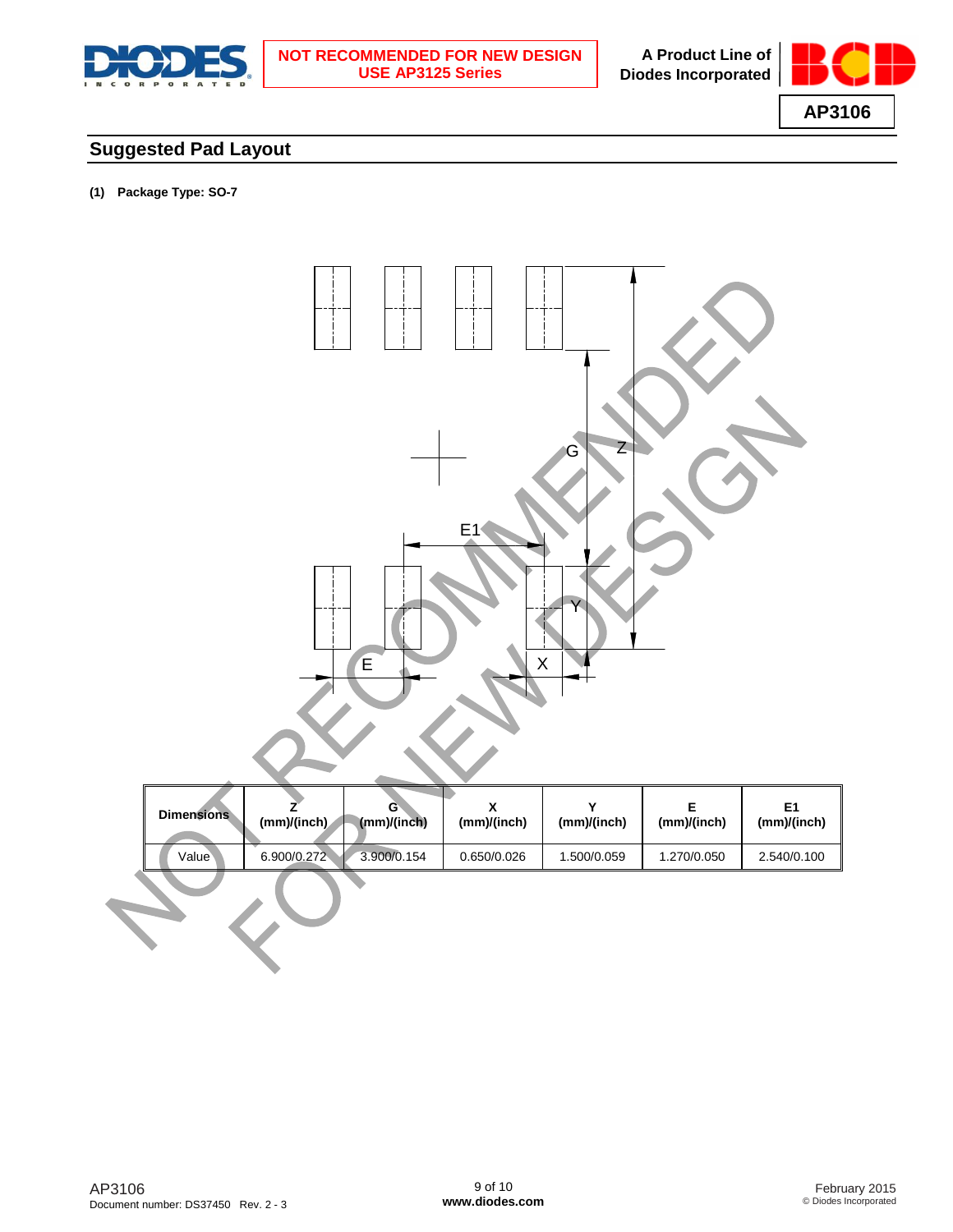NOT RECOMMENDED FOR NEW DESIGN
USE AP3125 Series

## Suggested Pad Layout

**(1) Package Type: SO-7**

G
Z
E1
Y
E
X

| Dimensions | Z (mm)/(inch) | G (mm)/(inch) | X (mm)/(inch) | Y (mm)/(inch) | E (mm)/(inch) | E1 (mm)/(inch) |
|---|---|---|---|---|---|---|
| Value | 6.900/0.272 | 3.900/0.154 | 0.650/0.026 | 1.500/0.059 | 1.270/0.050 | 2.540/0.100 |

NOT RECOMMENDED FOR NEW DESIGN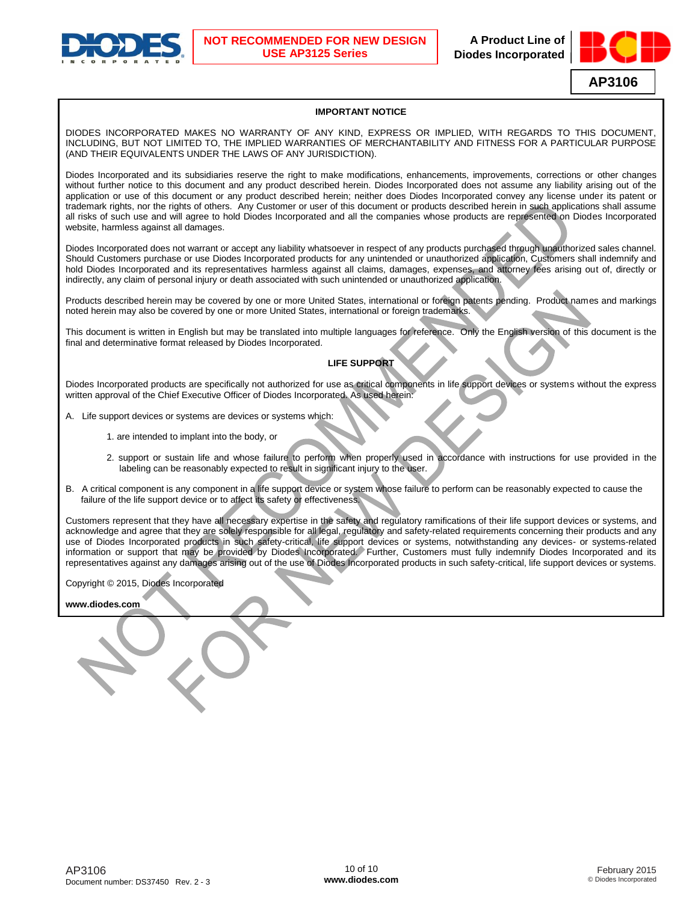**NOT RECOMMENDED FOR NEW DESIGN**
**USE AP3125 Series**

**A Product Line of Diodes Incorporated**

**AP3106**

**IMPORTANT NOTICE**

DIODES INCORPORATED MAKES NO WARRANTY OF ANY KIND, EXPRESS OR IMPLIED, WITH REGARDS TO THIS DOCUMENT, INCLUDING, BUT NOT LIMITED TO, THE IMPLIED WARRANTIES OF MERCHANTABILITY AND FITNESS FOR A PARTICULAR PURPOSE (AND THEIR EQUIVALENTS UNDER THE LAWS OF ANY JURISDICTION).

Diodes Incorporated and its subsidiaries reserve the right to make modifications, enhancements, improvements, corrections or other changes without further notice to this document and any product described herein. Diodes Incorporated does not assume any liability arising out of the application or use of this document or any product described herein; neither does Diodes Incorporated convey any license under its patent or trademark rights, nor the rights of others. Any Customer or user of this document or products described herein in such applications shall assume all risks of such use and will agree to hold Diodes Incorporated and all the companies whose products are represented on Diodes Incorporated website, harmless against all damages.

Diodes Incorporated does not warrant or accept any liability whatsoever in respect of any products purchased through unauthorized sales channel. Should Customers purchase or use Diodes Incorporated products for any unintended or unauthorized application, Customers shall indemnify and hold Diodes Incorporated and its representatives harmless against all claims, damages, expenses, and attorney fees arising out of, directly or indirectly, any claim of personal injury or death associated with such unintended or unauthorized application.

Products described herein may be covered by one or more United States, international or foreign patents pending. Product names and markings noted herein may also be covered by one or more United States, international or foreign trademarks.

This document is written in English but may be translated into multiple languages for reference. Only the English version of this document is the final and determinative format released by Diodes Incorporated.

**LIFE SUPPORT**

Diodes Incorporated products are specifically not authorized for use as critical components in life support devices or systems without the express written approval of the Chief Executive Officer of Diodes Incorporated. As used herein:

A. Life support devices or systems are devices or systems which:

1. are intended to implant into the body, or

2. support or sustain life and whose failure to perform when properly used in accordance with instructions for use provided in the labeling can be reasonably expected to result in significant injury to the user.

B. A critical component is any component in a life support device or system whose failure to perform can be reasonably expected to cause the failure of the life support device or to affect its safety or effectiveness.

Customers represent that they have all necessary expertise in the safety and regulatory ramifications of their life support devices or systems, and acknowledge and agree that they are solely responsible for all legal, regulatory and safety-related requirements concerning their products and any use of Diodes Incorporated products in such safety-critical, life support devices or systems, notwithstanding any devices- or systems-related information or support that may be provided by Diodes Incorporated. Further, Customers must fully indemnify Diodes Incorporated and its representatives against any damages arising out of the use of Diodes Incorporated products in such safety-critical, life support devices or systems.

Copyright © 2015, Diodes Incorporated

**www.diodes.com**